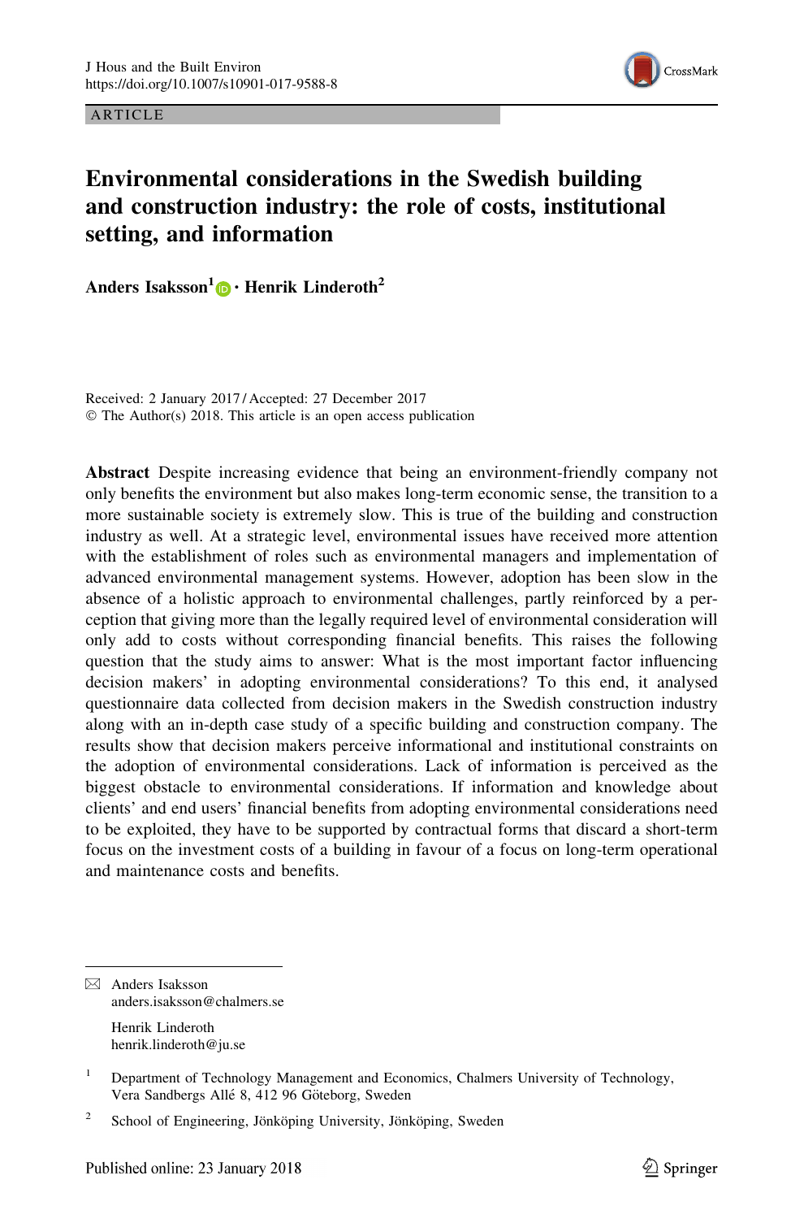ARTICLE

# Environmental considerations in the Swedish building and construction industry: the role of costs, institutional setting, and information

**Anders Isaksson**[1] · **Henrik Linderoth**[2]

Received: 2 January 2017 / Accepted: 27 December 2017
© The Author(s) 2018. This article is an open access publication

**Abstract** Despite increasing evidence that being an environment-friendly company not only benefits the environment but also makes long-term economic sense, the transition to a more sustainable society is extremely slow. This is true of the building and construction industry as well. At a strategic level, environmental issues have received more attention with the establishment of roles such as environmental managers and implementation of advanced environmental management systems. However, adoption has been slow in the absence of a holistic approach to environmental challenges, partly reinforced by a perception that giving more than the legally required level of environmental consideration will only add to costs without corresponding financial benefits. This raises the following question that the study aims to answer: What is the most important factor influencing decision makers' in adopting environmental considerations? To this end, it analysed questionnaire data collected from decision makers in the Swedish construction industry along with an in-depth case study of a specific building and construction company. The results show that decision makers perceive informational and institutional constraints on the adoption of environmental considerations. Lack of information is perceived as the biggest obstacle to environmental considerations. If information and knowledge about clients' and end users' financial benefits from adopting environmental considerations need to be exploited, they have to be supported by contractual forms that discard a short-term focus on the investment costs of a building in favour of a focus on long-term operational and maintenance costs and benefits.

✉ Anders Isaksson
anders.isaksson@chalmers.se

Henrik Linderoth
henrik.linderoth@ju.se

[1] Department of Technology Management and Economics, Chalmers University of Technology, Vera Sandbergs Allé 8, 412 96 Göteborg, Sweden

[2] School of Engineering, Jönköping University, Jönköping, Sweden

Published online: 23 January 2018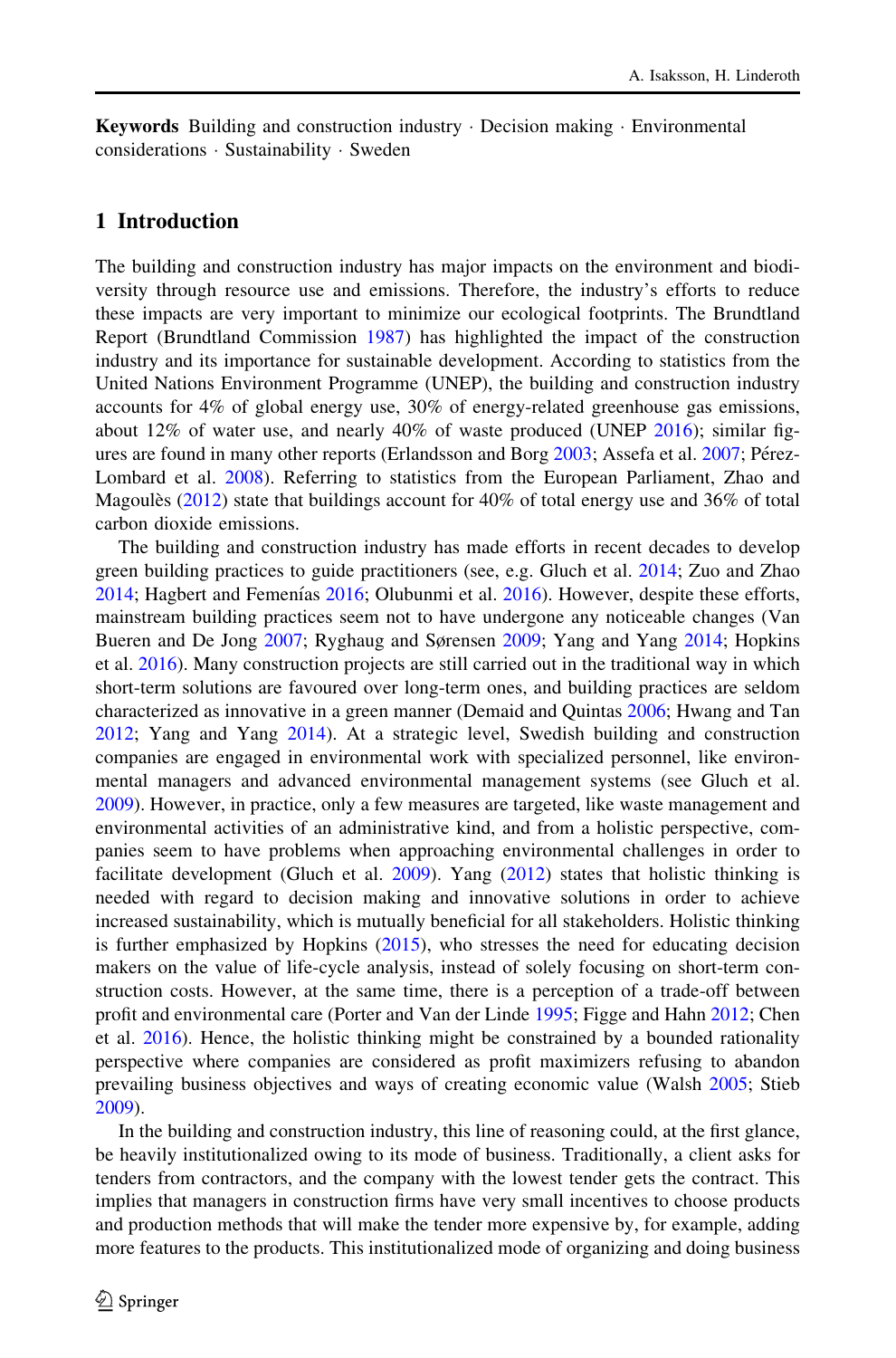**Keywords** Building and construction industry · Decision making · Environmental considerations · Sustainability · Sweden

## 1 Introduction

The building and construction industry has major impacts on the environment and biodiversity through resource use and emissions. Therefore, the industry's efforts to reduce these impacts are very important to minimize our ecological footprints. The Brundtland Report (Brundtland Commission 1987) has highlighted the impact of the construction industry and its importance for sustainable development. According to statistics from the United Nations Environment Programme (UNEP), the building and construction industry accounts for 4% of global energy use, 30% of energy-related greenhouse gas emissions, about 12% of water use, and nearly 40% of waste produced (UNEP 2016); similar figures are found in many other reports (Erlandsson and Borg 2003; Assefa et al. 2007; Pérez-Lombard et al. 2008). Referring to statistics from the European Parliament, Zhao and Magoulès (2012) state that buildings account for 40% of total energy use and 36% of total carbon dioxide emissions.

The building and construction industry has made efforts in recent decades to develop green building practices to guide practitioners (see, e.g. Gluch et al. 2014; Zuo and Zhao 2014; Hagbert and Femenías 2016; Olubunmi et al. 2016). However, despite these efforts, mainstream building practices seem not to have undergone any noticeable changes (Van Bueren and De Jong 2007; Ryghaug and Sørensen 2009; Yang and Yang 2014; Hopkins et al. 2016). Many construction projects are still carried out in the traditional way in which short-term solutions are favoured over long-term ones, and building practices are seldom characterized as innovative in a green manner (Demaid and Quintas 2006; Hwang and Tan 2012; Yang and Yang 2014). At a strategic level, Swedish building and construction companies are engaged in environmental work with specialized personnel, like environmental managers and advanced environmental management systems (see Gluch et al. 2009). However, in practice, only a few measures are targeted, like waste management and environmental activities of an administrative kind, and from a holistic perspective, companies seem to have problems when approaching environmental challenges in order to facilitate development (Gluch et al. 2009). Yang (2012) states that holistic thinking is needed with regard to decision making and innovative solutions in order to achieve increased sustainability, which is mutually beneficial for all stakeholders. Holistic thinking is further emphasized by Hopkins (2015), who stresses the need for educating decision makers on the value of life-cycle analysis, instead of solely focusing on short-term construction costs. However, at the same time, there is a perception of a trade-off between profit and environmental care (Porter and Van der Linde 1995; Figge and Hahn 2012; Chen et al. 2016). Hence, the holistic thinking might be constrained by a bounded rationality perspective where companies are considered as profit maximizers refusing to abandon prevailing business objectives and ways of creating economic value (Walsh 2005; Stieb 2009).

In the building and construction industry, this line of reasoning could, at the first glance, be heavily institutionalized owing to its mode of business. Traditionally, a client asks for tenders from contractors, and the company with the lowest tender gets the contract. This implies that managers in construction firms have very small incentives to choose products and production methods that will make the tender more expensive by, for example, adding more features to the products. This institutionalized mode of organizing and doing business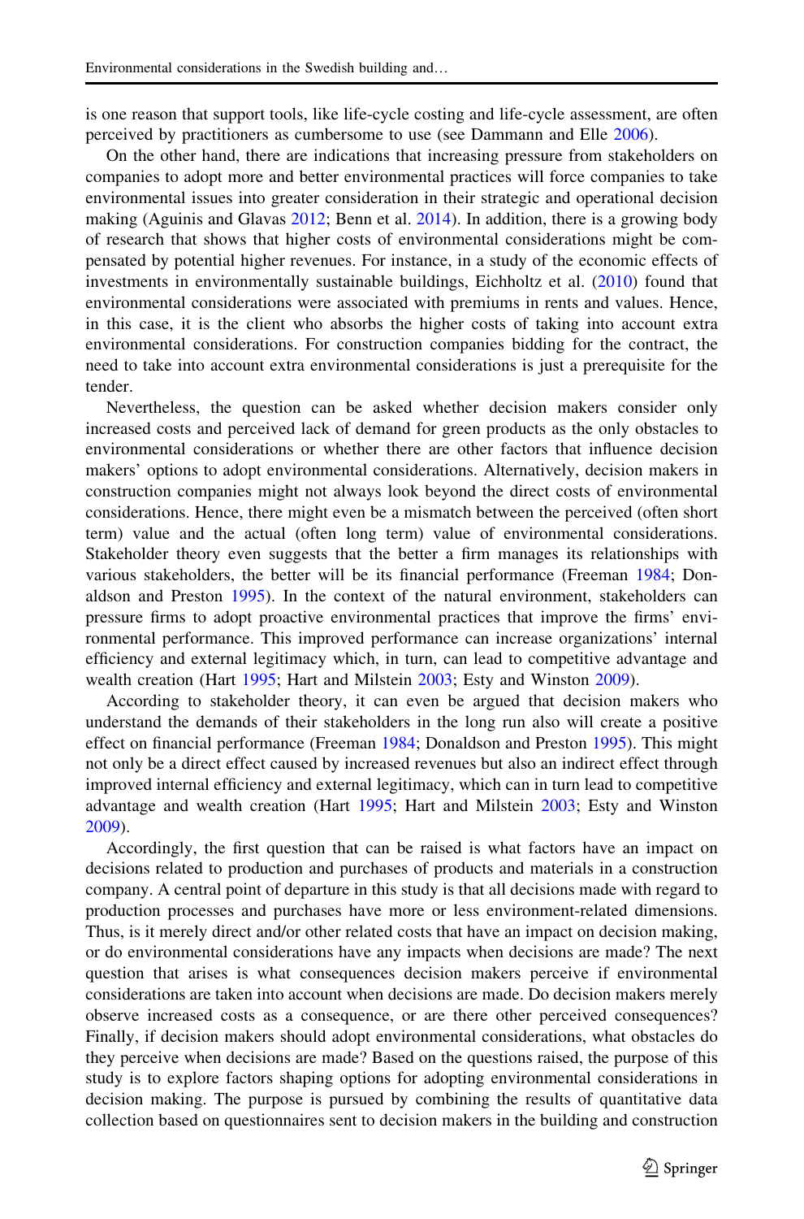is one reason that support tools, like life-cycle costing and life-cycle assessment, are often perceived by practitioners as cumbersome to use (see Dammann and Elle 2006).

On the other hand, there are indications that increasing pressure from stakeholders on companies to adopt more and better environmental practices will force companies to take environmental issues into greater consideration in their strategic and operational decision making (Aguinis and Glavas 2012; Benn et al. 2014). In addition, there is a growing body of research that shows that higher costs of environmental considerations might be compensated by potential higher revenues. For instance, in a study of the economic effects of investments in environmentally sustainable buildings, Eichholtz et al. (2010) found that environmental considerations were associated with premiums in rents and values. Hence, in this case, it is the client who absorbs the higher costs of taking into account extra environmental considerations. For construction companies bidding for the contract, the need to take into account extra environmental considerations is just a prerequisite for the tender.

Nevertheless, the question can be asked whether decision makers consider only increased costs and perceived lack of demand for green products as the only obstacles to environmental considerations or whether there are other factors that influence decision makers' options to adopt environmental considerations. Alternatively, decision makers in construction companies might not always look beyond the direct costs of environmental considerations. Hence, there might even be a mismatch between the perceived (often short term) value and the actual (often long term) value of environmental considerations. Stakeholder theory even suggests that the better a firm manages its relationships with various stakeholders, the better will be its financial performance (Freeman 1984; Donaldson and Preston 1995). In the context of the natural environment, stakeholders can pressure firms to adopt proactive environmental practices that improve the firms' environmental performance. This improved performance can increase organizations' internal efficiency and external legitimacy which, in turn, can lead to competitive advantage and wealth creation (Hart 1995; Hart and Milstein 2003; Esty and Winston 2009).

According to stakeholder theory, it can even be argued that decision makers who understand the demands of their stakeholders in the long run also will create a positive effect on financial performance (Freeman 1984; Donaldson and Preston 1995). This might not only be a direct effect caused by increased revenues but also an indirect effect through improved internal efficiency and external legitimacy, which can in turn lead to competitive advantage and wealth creation (Hart 1995; Hart and Milstein 2003; Esty and Winston 2009).

Accordingly, the first question that can be raised is what factors have an impact on decisions related to production and purchases of products and materials in a construction company. A central point of departure in this study is that all decisions made with regard to production processes and purchases have more or less environment-related dimensions. Thus, is it merely direct and/or other related costs that have an impact on decision making, or do environmental considerations have any impacts when decisions are made? The next question that arises is what consequences decision makers perceive if environmental considerations are taken into account when decisions are made. Do decision makers merely observe increased costs as a consequence, or are there other perceived consequences? Finally, if decision makers should adopt environmental considerations, what obstacles do they perceive when decisions are made? Based on the questions raised, the purpose of this study is to explore factors shaping options for adopting environmental considerations in decision making. The purpose is pursued by combining the results of quantitative data collection based on questionnaires sent to decision makers in the building and construction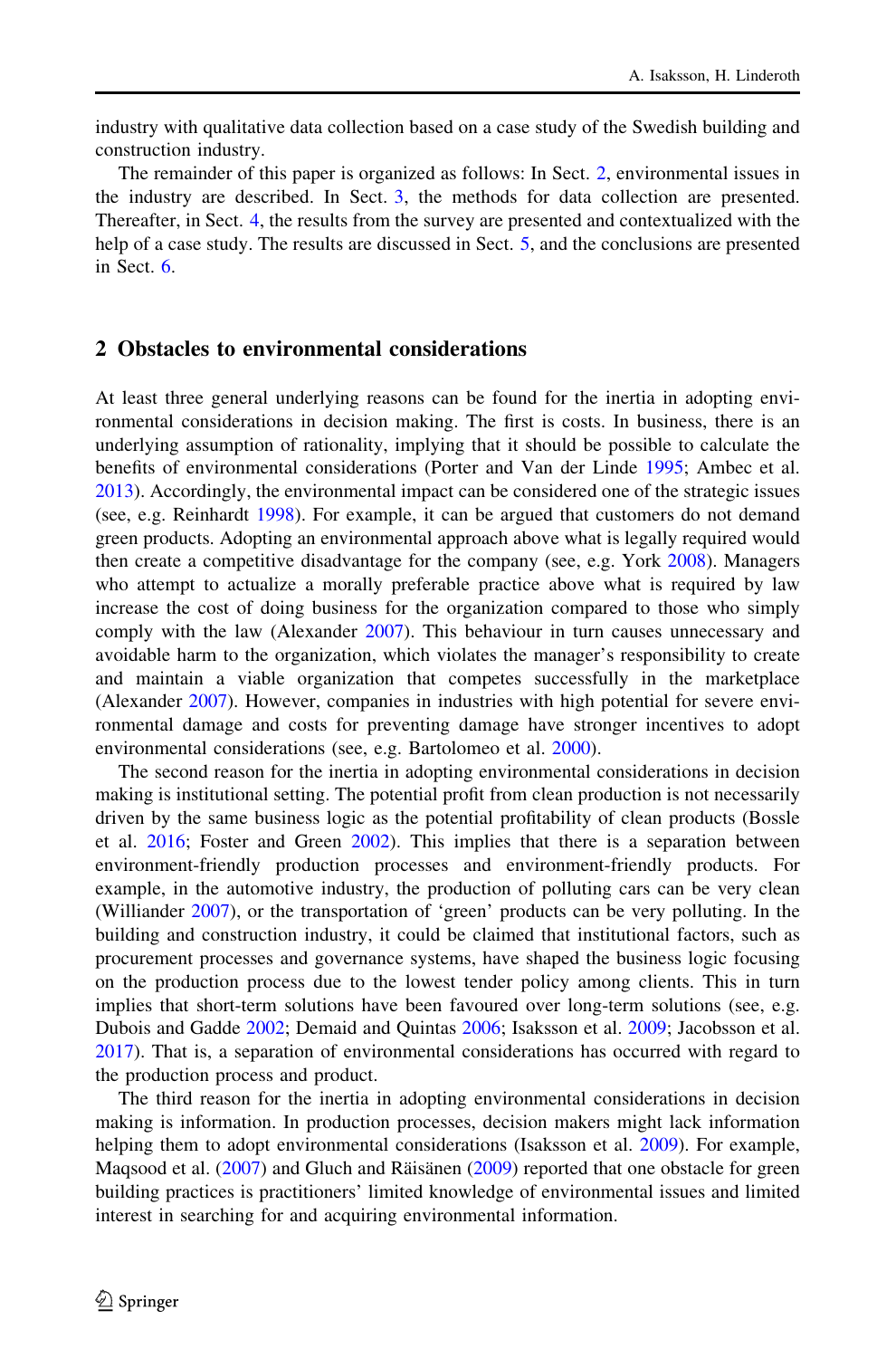industry with qualitative data collection based on a case study of the Swedish building and construction industry.

The remainder of this paper is organized as follows: In Sect. 2, environmental issues in the industry are described. In Sect. 3, the methods for data collection are presented. Thereafter, in Sect. 4, the results from the survey are presented and contextualized with the help of a case study. The results are discussed in Sect. 5, and the conclusions are presented in Sect. 6.

## 2 Obstacles to environmental considerations

At least three general underlying reasons can be found for the inertia in adopting environmental considerations in decision making. The first is costs. In business, there is an underlying assumption of rationality, implying that it should be possible to calculate the benefits of environmental considerations (Porter and Van der Linde 1995; Ambec et al. 2013). Accordingly, the environmental impact can be considered one of the strategic issues (see, e.g. Reinhardt 1998). For example, it can be argued that customers do not demand green products. Adopting an environmental approach above what is legally required would then create a competitive disadvantage for the company (see, e.g. York 2008). Managers who attempt to actualize a morally preferable practice above what is required by law increase the cost of doing business for the organization compared to those who simply comply with the law (Alexander 2007). This behaviour in turn causes unnecessary and avoidable harm to the organization, which violates the manager's responsibility to create and maintain a viable organization that competes successfully in the marketplace (Alexander 2007). However, companies in industries with high potential for severe environmental damage and costs for preventing damage have stronger incentives to adopt environmental considerations (see, e.g. Bartolomeo et al. 2000).

The second reason for the inertia in adopting environmental considerations in decision making is institutional setting. The potential profit from clean production is not necessarily driven by the same business logic as the potential profitability of clean products (Bossle et al. 2016; Foster and Green 2002). This implies that there is a separation between environment-friendly production processes and environment-friendly products. For example, in the automotive industry, the production of polluting cars can be very clean (Williander 2007), or the transportation of 'green' products can be very polluting. In the building and construction industry, it could be claimed that institutional factors, such as procurement processes and governance systems, have shaped the business logic focusing on the production process due to the lowest tender policy among clients. This in turn implies that short-term solutions have been favoured over long-term solutions (see, e.g. Dubois and Gadde 2002; Demaid and Quintas 2006; Isaksson et al. 2009; Jacobsson et al. 2017). That is, a separation of environmental considerations has occurred with regard to the production process and product.

The third reason for the inertia in adopting environmental considerations in decision making is information. In production processes, decision makers might lack information helping them to adopt environmental considerations (Isaksson et al. 2009). For example, Maqsood et al. (2007) and Gluch and Räisänen (2009) reported that one obstacle for green building practices is practitioners' limited knowledge of environmental issues and limited interest in searching for and acquiring environmental information.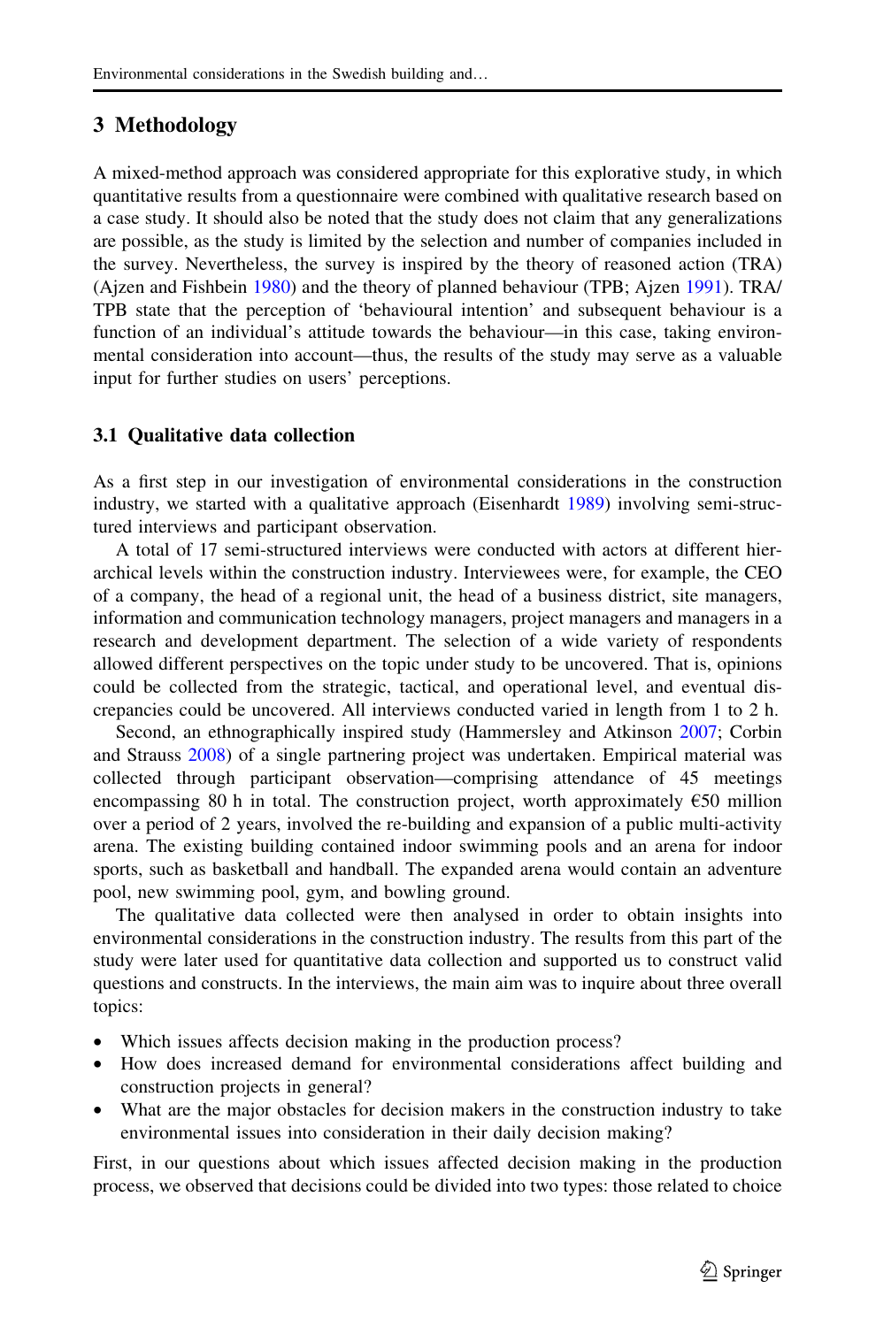## 3 Methodology

A mixed-method approach was considered appropriate for this explorative study, in which quantitative results from a questionnaire were combined with qualitative research based on a case study. It should also be noted that the study does not claim that any generalizations are possible, as the study is limited by the selection and number of companies included in the survey. Nevertheless, the survey is inspired by the theory of reasoned action (TRA) (Ajzen and Fishbein 1980) and the theory of planned behaviour (TPB; Ajzen 1991). TRA/TPB state that the perception of 'behavioural intention' and subsequent behaviour is a function of an individual's attitude towards the behaviour—in this case, taking environmental consideration into account—thus, the results of the study may serve as a valuable input for further studies on users' perceptions.

### 3.1 Qualitative data collection

As a first step in our investigation of environmental considerations in the construction industry, we started with a qualitative approach (Eisenhardt 1989) involving semi-structured interviews and participant observation.

A total of 17 semi-structured interviews were conducted with actors at different hierarchical levels within the construction industry. Interviewees were, for example, the CEO of a company, the head of a regional unit, the head of a business district, site managers, information and communication technology managers, project managers and managers in a research and development department. The selection of a wide variety of respondents allowed different perspectives on the topic under study to be uncovered. That is, opinions could be collected from the strategic, tactical, and operational level, and eventual discrepancies could be uncovered. All interviews conducted varied in length from 1 to 2 h.

Second, an ethnographically inspired study (Hammersley and Atkinson 2007; Corbin and Strauss 2008) of a single partnering project was undertaken. Empirical material was collected through participant observation—comprising attendance of 45 meetings encompassing 80 h in total. The construction project, worth approximately €50 million over a period of 2 years, involved the re-building and expansion of a public multi-activity arena. The existing building contained indoor swimming pools and an arena for indoor sports, such as basketball and handball. The expanded arena would contain an adventure pool, new swimming pool, gym, and bowling ground.

The qualitative data collected were then analysed in order to obtain insights into environmental considerations in the construction industry. The results from this part of the study were later used for quantitative data collection and supported us to construct valid questions and constructs. In the interviews, the main aim was to inquire about three overall topics:

- Which issues affects decision making in the production process?
- How does increased demand for environmental considerations affect building and construction projects in general?
- What are the major obstacles for decision makers in the construction industry to take environmental issues into consideration in their daily decision making?

First, in our questions about which issues affected decision making in the production process, we observed that decisions could be divided into two types: those related to choice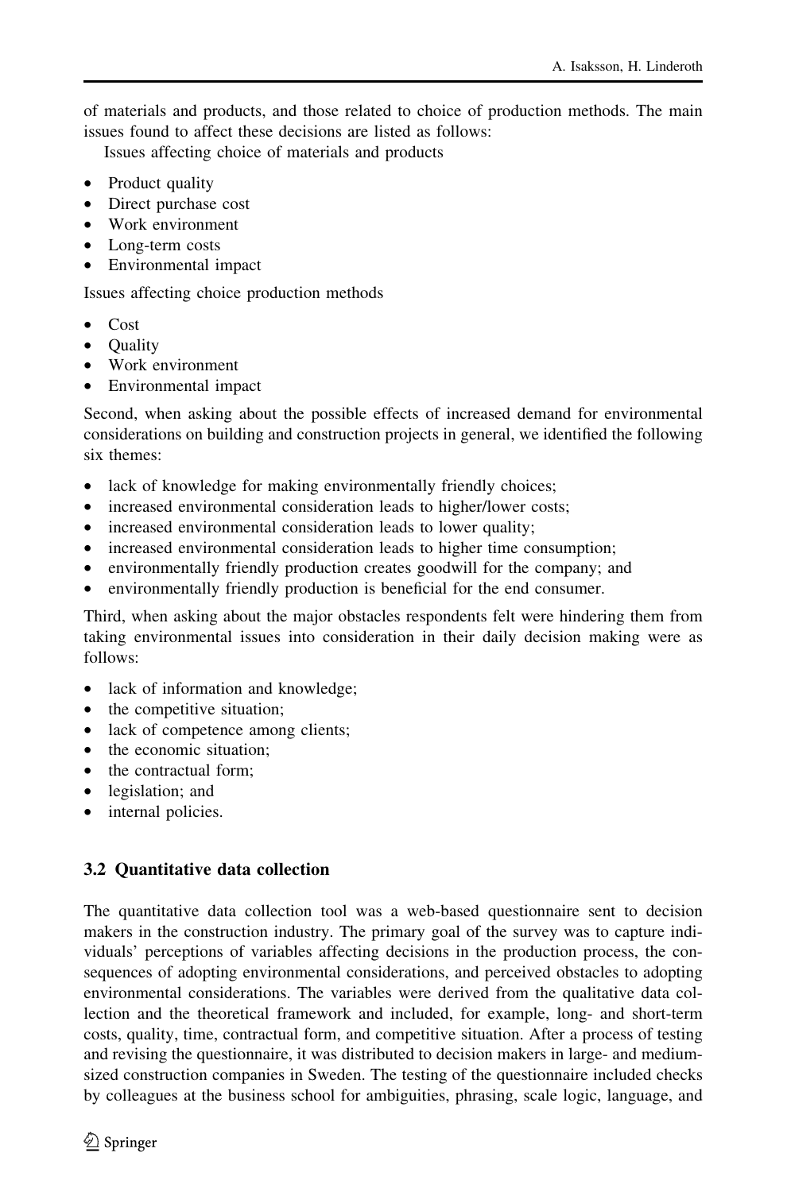of materials and products, and those related to choice of production methods. The main issues found to affect these decisions are listed as follows:

Issues affecting choice of materials and products

- Product quality
- Direct purchase cost
- Work environment
- Long-term costs
- Environmental impact

Issues affecting choice production methods

- Cost
- Quality
- Work environment
- Environmental impact

Second, when asking about the possible effects of increased demand for environmental considerations on building and construction projects in general, we identified the following six themes:

- lack of knowledge for making environmentally friendly choices;
- increased environmental consideration leads to higher/lower costs;
- increased environmental consideration leads to lower quality;
- increased environmental consideration leads to higher time consumption;
- environmentally friendly production creates goodwill for the company; and
- environmentally friendly production is beneficial for the end consumer.

Third, when asking about the major obstacles respondents felt were hindering them from taking environmental issues into consideration in their daily decision making were as follows:

- lack of information and knowledge;
- the competitive situation;
- lack of competence among clients;
- the economic situation;
- the contractual form;
- legislation; and
- internal policies.

### 3.2 Quantitative data collection

The quantitative data collection tool was a web-based questionnaire sent to decision makers in the construction industry. The primary goal of the survey was to capture individuals' perceptions of variables affecting decisions in the production process, the consequences of adopting environmental considerations, and perceived obstacles to adopting environmental considerations. The variables were derived from the qualitative data collection and the theoretical framework and included, for example, long- and short-term costs, quality, time, contractual form, and competitive situation. After a process of testing and revising the questionnaire, it was distributed to decision makers in large- and medium-sized construction companies in Sweden. The testing of the questionnaire included checks by colleagues at the business school for ambiguities, phrasing, scale logic, language, and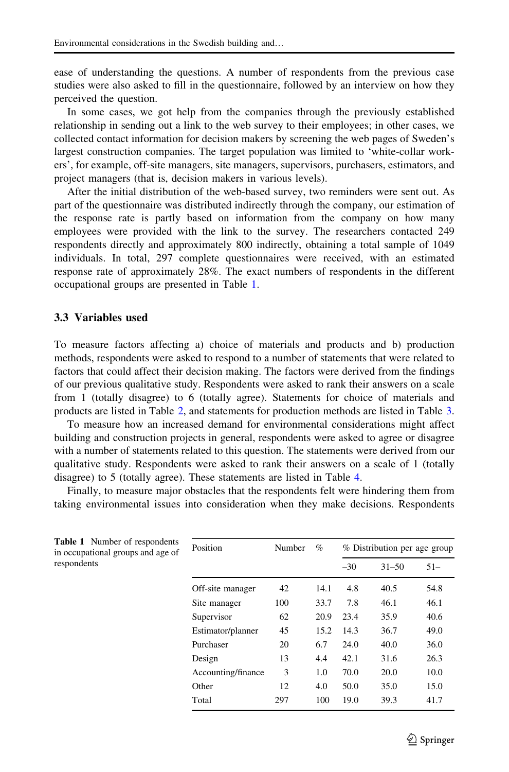ease of understanding the questions. A number of respondents from the previous case studies were also asked to fill in the questionnaire, followed by an interview on how they perceived the question.

In some cases, we got help from the companies through the previously established relationship in sending out a link to the web survey to their employees; in other cases, we collected contact information for decision makers by screening the web pages of Sweden's largest construction companies. The target population was limited to 'white-collar workers', for example, off-site managers, site managers, supervisors, purchasers, estimators, and project managers (that is, decision makers in various levels).

After the initial distribution of the web-based survey, two reminders were sent out. As part of the questionnaire was distributed indirectly through the company, our estimation of the response rate is partly based on information from the company on how many employees were provided with the link to the survey. The researchers contacted 249 respondents directly and approximately 800 indirectly, obtaining a total sample of 1049 individuals. In total, 297 complete questionnaires were received, with an estimated response rate of approximately 28%. The exact numbers of respondents in the different occupational groups are presented in Table 1.

### 3.3 Variables used

To measure factors affecting a) choice of materials and products and b) production methods, respondents were asked to respond to a number of statements that were related to factors that could affect their decision making. The factors were derived from the findings of our previous qualitative study. Respondents were asked to rank their answers on a scale from 1 (totally disagree) to 6 (totally agree). Statements for choice of materials and products are listed in Table 2, and statements for production methods are listed in Table 3.

To measure how an increased demand for environmental considerations might affect building and construction projects in general, respondents were asked to agree or disagree with a number of statements related to this question. The statements were derived from our qualitative study. Respondents were asked to rank their answers on a scale of 1 (totally disagree) to 5 (totally agree). These statements are listed in Table 4.

Finally, to measure major obstacles that the respondents felt were hindering them from taking environmental issues into consideration when they make decisions. Respondents

**Table 1** Number of respondents in occupational groups and age of respondents

| Position | Number | % | % Distribution per age group | | |
|---|---|---|---|---|---|
| | | | –30 | 31–50 | 51– |
| Off-site manager | 42 | 14.1 | 4.8 | 40.5 | 54.8 |
| Site manager | 100 | 33.7 | 7.8 | 46.1 | 46.1 |
| Supervisor | 62 | 20.9 | 23.4 | 35.9 | 40.6 |
| Estimator/planner | 45 | 15.2 | 14.3 | 36.7 | 49.0 |
| Purchaser | 20 | 6.7 | 24.0 | 40.0 | 36.0 |
| Design | 13 | 4.4 | 42.1 | 31.6 | 26.3 |
| Accounting/finance | 3 | 1.0 | 70.0 | 20.0 | 10.0 |
| Other | 12 | 4.0 | 50.0 | 35.0 | 15.0 |
| Total | 297 | 100 | 19.0 | 39.3 | 41.7 |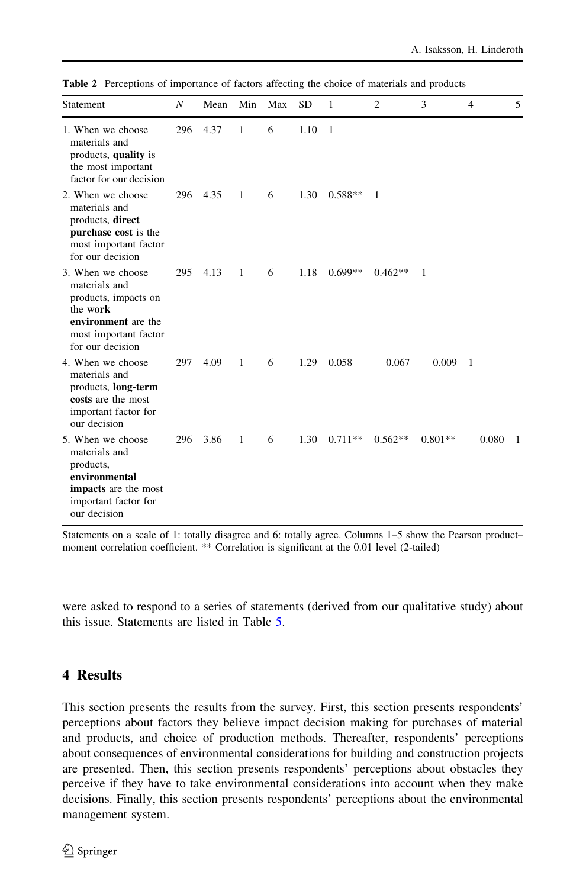**Table 2** Perceptions of importance of factors affecting the choice of materials and products

| Statement | $N$ | Mean | Min | Max | SD | 1 | 2 | 3 | 4 | 5 |
|---|---|---|---|---|---|---|---|---|---|---|
| 1. When we choose materials and products, **quality** is the most important factor for our decision | 296 | 4.37 | 1 | 6 | 1.10 | 1 | | | | |
| 2. When we choose materials and products, **direct purchase cost** is the most important factor for our decision | 296 | 4.35 | 1 | 6 | 1.30 | 0.588** | 1 | | | |
| 3. When we choose materials and products, impacts on the **work environment** are the most important factor for our decision | 295 | 4.13 | 1 | 6 | 1.18 | 0.699** | 0.462** | 1 | | |
| 4. When we choose materials and products, **long-term costs** are the most important factor for our decision | 297 | 4.09 | 1 | 6 | 1.29 | 0.058 | − 0.067 | − 0.009 | 1 | |
| 5. When we choose materials and products, **environmental impacts** are the most important factor for our decision | 296 | 3.86 | 1 | 6 | 1.30 | 0.711** | 0.562** | 0.801** | − 0.080 | 1 |

Statements on a scale of 1: totally disagree and 6: totally agree. Columns 1–5 show the Pearson product–moment correlation coefficient. ** Correlation is significant at the 0.01 level (2-tailed)

were asked to respond to a series of statements (derived from our qualitative study) about this issue. Statements are listed in Table 5.

## 4 Results

This section presents the results from the survey. First, this section presents respondents' perceptions about factors they believe impact decision making for purchases of material and products, and choice of production methods. Thereafter, respondents' perceptions about consequences of environmental considerations for building and construction projects are presented. Then, this section presents respondents' perceptions about obstacles they perceive if they have to take environmental considerations into account when they make decisions. Finally, this section presents respondents' perceptions about the environmental management system.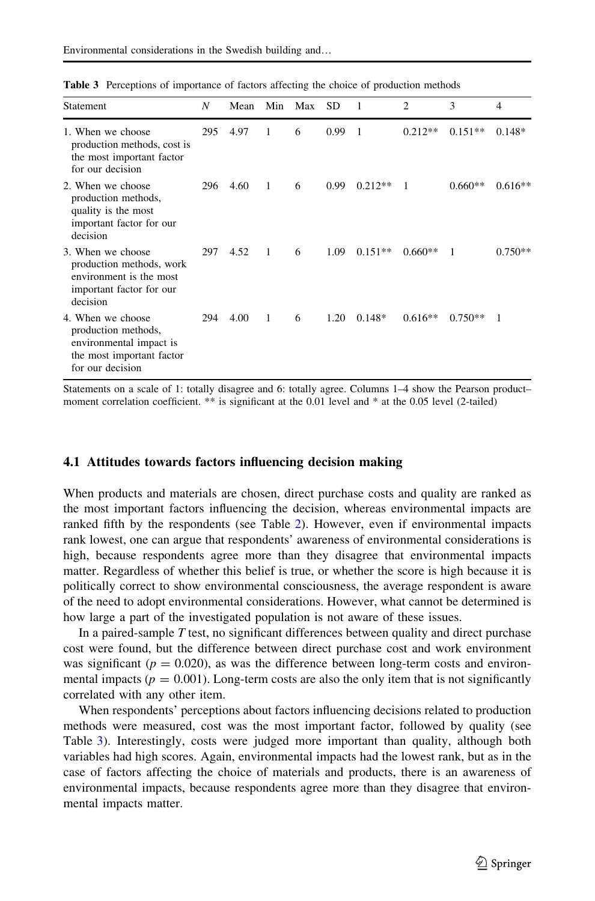**Table 3** Perceptions of importance of factors affecting the choice of production methods

| Statement | N | Mean | Min | Max | SD | 1 | 2 | 3 | 4 |
|---|---|---|---|---|---|---|---|---|---|
| 1. When we choose production methods, cost is the most important factor for our decision | 295 | 4.97 | 1 | 6 | 0.99 | 1 | 0.212** | 0.151** | 0.148* |
| 2. When we choose production methods, quality is the most important factor for our decision | 296 | 4.60 | 1 | 6 | 0.99 | 0.212** | 1 | 0.660** | 0.616** |
| 3. When we choose production methods, work environment is the most important factor for our decision | 297 | 4.52 | 1 | 6 | 1.09 | 0.151** | 0.660** | 1 | 0.750** |
| 4. When we choose production methods, environmental impact is the most important factor for our decision | 294 | 4.00 | 1 | 6 | 1.20 | 0.148* | 0.616** | 0.750** | 1 |

Statements on a scale of 1: totally disagree and 6: totally agree. Columns 1–4 show the Pearson product–moment correlation coefficient. ** is significant at the 0.01 level and * at the 0.05 level (2-tailed)

### 4.1 Attitudes towards factors influencing decision making

When products and materials are chosen, direct purchase costs and quality are ranked as the most important factors influencing the decision, whereas environmental impacts are ranked fifth by the respondents (see Table 2). However, even if environmental impacts rank lowest, one can argue that respondents' awareness of environmental considerations is high, because respondents agree more than they disagree that environmental impacts matter. Regardless of whether this belief is true, or whether the score is high because it is politically correct to show environmental consciousness, the average respondent is aware of the need to adopt environmental considerations. However, what cannot be determined is how large a part of the investigated population is not aware of these issues.

In a paired-sample *T* test, no significant differences between quality and direct purchase cost were found, but the difference between direct purchase cost and work environment was significant ($p = 0.020$), as was the difference between long-term costs and environmental impacts ($p = 0.001$). Long-term costs are also the only item that is not significantly correlated with any other item.

When respondents' perceptions about factors influencing decisions related to production methods were measured, cost was the most important factor, followed by quality (see Table 3). Interestingly, costs were judged more important than quality, although both variables had high scores. Again, environmental impacts had the lowest rank, but as in the case of factors affecting the choice of materials and products, there is an awareness of environmental impacts, because respondents agree more than they disagree that environmental impacts matter.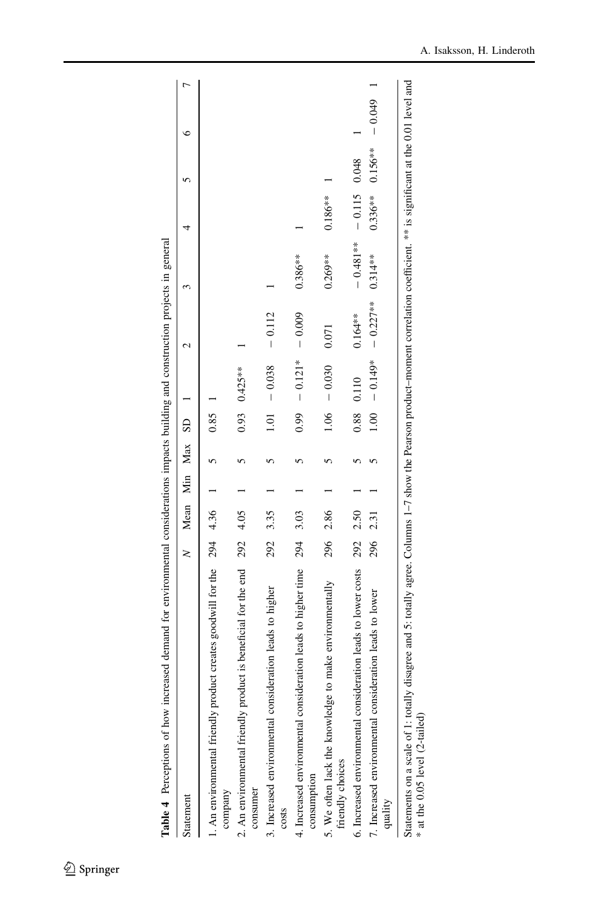**Table 4** Perceptions of how increased demand for environmental considerations impacts building and construction projects in general

| Statement | *N* | Mean | Min | Max | SD | 1 | 2 | 3 | 4 | 5 | 6 | 7 |
|---|---|---|---|---|---|---|---|---|---|---|---|---|
| 1. An environmental friendly product creates goodwill for the company | 294 | 4.36 | 1 | 5 | 0.85 | 1 | | | | | | |
| 2. An environmental friendly product is beneficial for the end consumer | 292 | 4.05 | 1 | 5 | 0.93 | 0.425** | 1 | | | | | |
| 3. Increased environmental consideration leads to higher costs | 292 | 3.35 | 1 | 5 | 1.01 | − 0.038 | − 0.112 | 1 | | | | |
| 4. Increased environmental consideration leads to higher time consumption | 294 | 3.03 | 1 | 5 | 0.99 | − 0.121* | − 0.009 | 0.386** | 1 | | | |
| 5. We often lack the knowledge to make environmentally friendly choices | 296 | 2.86 | 1 | 5 | 1.06 | − 0.030 | 0.071 | 0.269** | 0.186** | 1 | | |
| 6. Increased environmental consideration leads to lower costs | 292 | 2.50 | 1 | 5 | 0.88 | 0.110 | 0.164** | − 0.481** | − 0.115 | 0.048 | 1 | |
| 7. Increased environmental consideration leads to lower quality | 296 | 2.31 | 1 | 5 | 1.00 | − 0.149* | − 0.227** | 0.314** | 0.336** | 0.156** | − 0.049 | 1 |

Statements on a scale of 1: totally disagree and 5: totally agree. Columns 1–7 show the Pearson product–moment correlation coefficient. ** is significant at the 0.01 level and * at the 0.05 level (2-tailed)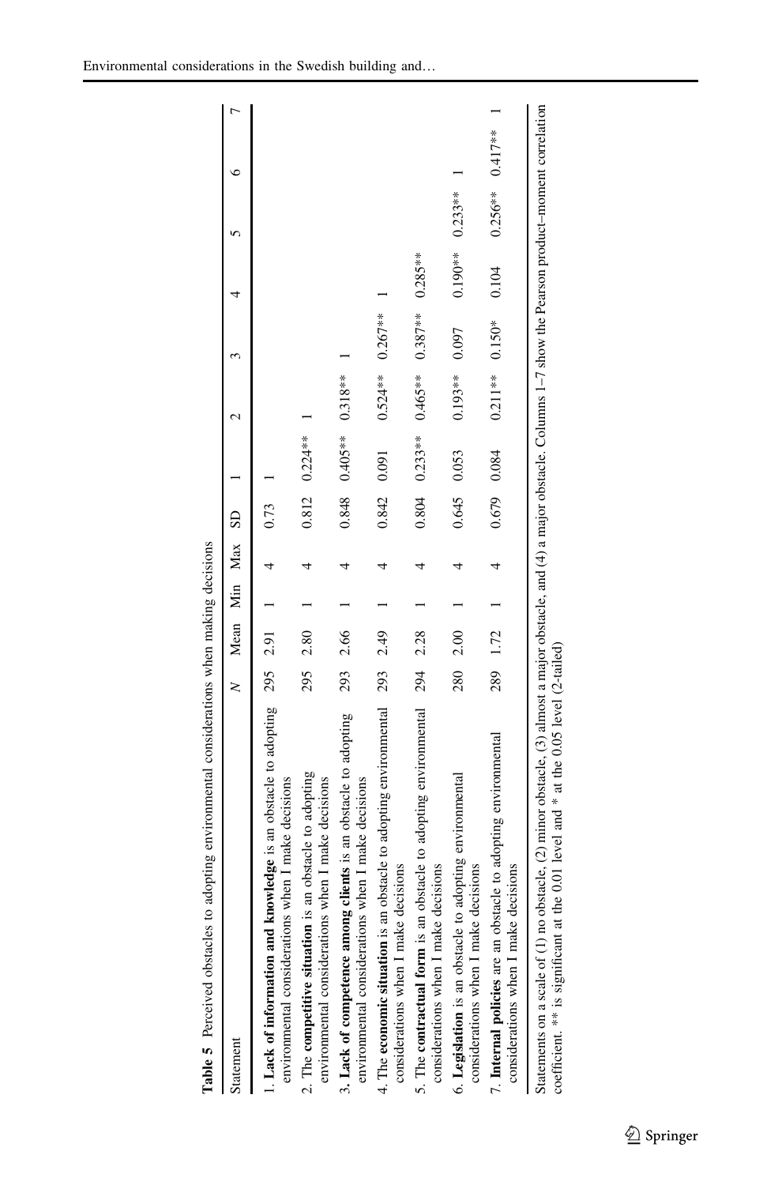**Table 5** Perceived obstacles to adopting environmental considerations when making decisions

| Statement | *N* | Mean | Min | Max | SD | 1 | 2 | 3 | 4 | 5 | 6 | 7 |
|---|---|---|---|---|---|---|---|---|---|---|---|---|
| 1. **Lack of information and knowledge** is an obstacle to adopting environmental considerations when I make decisions | 295 | 2.91 | 1 | 4 | 0.73 | 1 | | | | | | |
| 2. The **competitive situation** is an obstacle to adopting environmental considerations when I make decisions | 295 | 2.80 | 1 | 4 | 0.812 | 0.224** | 1 | | | | | |
| 3. **Lack of competence among clients** is an obstacle to adopting environmental considerations when I make decisions | 293 | 2.66 | 1 | 4 | 0.848 | 0.405** | 0.318** | 1 | | | | |
| 4. The **economic situation** is an obstacle to adopting environmental considerations when I make decisions | 293 | 2.49 | 1 | 4 | 0.842 | 0.091 | 0.524** | 0.267** | 1 | | | |
| 5. The **contractual form** is an obstacle to adopting environmental considerations when I make decisions | 294 | 2.28 | 1 | 4 | 0.804 | 0.233** | 0.465** | 0.387** | 0.285** | 1 | | |
| 6. **Legislation** is an obstacle to adopting environmental considerations when I make decisions | 280 | 2.00 | 1 | 4 | 0.645 | 0.053 | 0.193** | 0.097 | 0.190** | 0.233** | 1 | |
| 7. **Internal policies** are an obstacle to adopting environmental considerations when I make decisions | 289 | 1.72 | 1 | 4 | 0.679 | 0.084 | 0.211** | 0.150* | 0.104 | 0.256** | 0.417** | 1 |

Statements on a scale of (1) no obstacle, (2) minor obstacle, (3) almost a major obstacle, and (4) a major obstacle. Columns 1–7 show the Pearson product–moment correlation coefficient. ** is significant at the 0.01 level and * at the 0.05 level (2-tailed)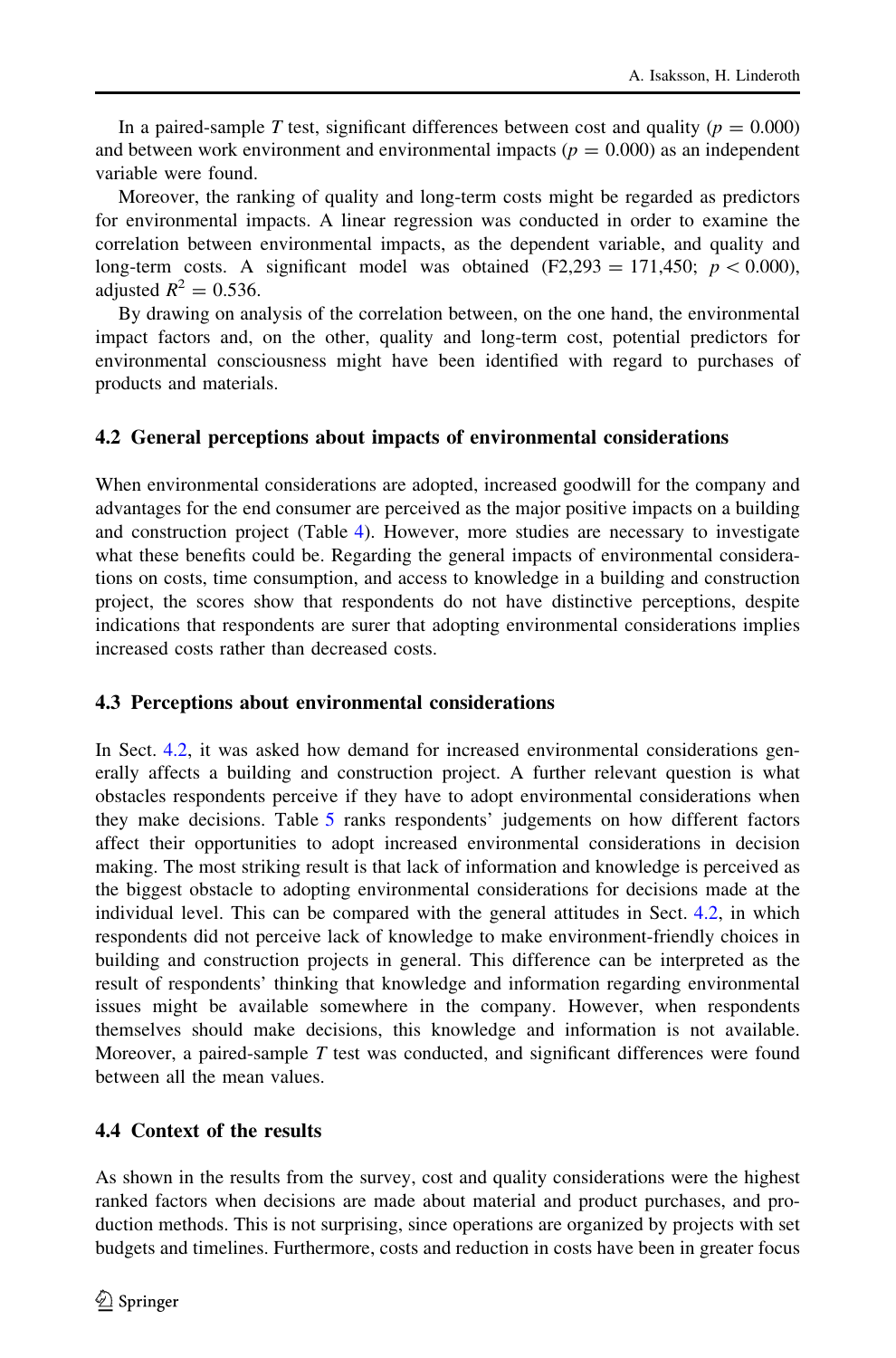In a paired-sample *T* test, significant differences between cost and quality ($p = 0.000$) and between work environment and environmental impacts ($p = 0.000$) as an independent variable were found.

Moreover, the ranking of quality and long-term costs might be regarded as predictors for environmental impacts. A linear regression was conducted in order to examine the correlation between environmental impacts, as the dependent variable, and quality and long-term costs. A significant model was obtained ($F2{,}293 = 171{,}450$; $p < 0.000$), adjusted $R^2 = 0.536$.

By drawing on analysis of the correlation between, on the one hand, the environmental impact factors and, on the other, quality and long-term cost, potential predictors for environmental consciousness might have been identified with regard to purchases of products and materials.

### 4.2 General perceptions about impacts of environmental considerations

When environmental considerations are adopted, increased goodwill for the company and advantages for the end consumer are perceived as the major positive impacts on a building and construction project (Table 4). However, more studies are necessary to investigate what these benefits could be. Regarding the general impacts of environmental considerations on costs, time consumption, and access to knowledge in a building and construction project, the scores show that respondents do not have distinctive perceptions, despite indications that respondents are surer that adopting environmental considerations implies increased costs rather than decreased costs.

### 4.3 Perceptions about environmental considerations

In Sect. 4.2, it was asked how demand for increased environmental considerations generally affects a building and construction project. A further relevant question is what obstacles respondents perceive if they have to adopt environmental considerations when they make decisions. Table 5 ranks respondents' judgements on how different factors affect their opportunities to adopt increased environmental considerations in decision making. The most striking result is that lack of information and knowledge is perceived as the biggest obstacle to adopting environmental considerations for decisions made at the individual level. This can be compared with the general attitudes in Sect. 4.2, in which respondents did not perceive lack of knowledge to make environment-friendly choices in building and construction projects in general. This difference can be interpreted as the result of respondents' thinking that knowledge and information regarding environmental issues might be available somewhere in the company. However, when respondents themselves should make decisions, this knowledge and information is not available. Moreover, a paired-sample *T* test was conducted, and significant differences were found between all the mean values.

### 4.4 Context of the results

As shown in the results from the survey, cost and quality considerations were the highest ranked factors when decisions are made about material and product purchases, and production methods. This is not surprising, since operations are organized by projects with set budgets and timelines. Furthermore, costs and reduction in costs have been in greater focus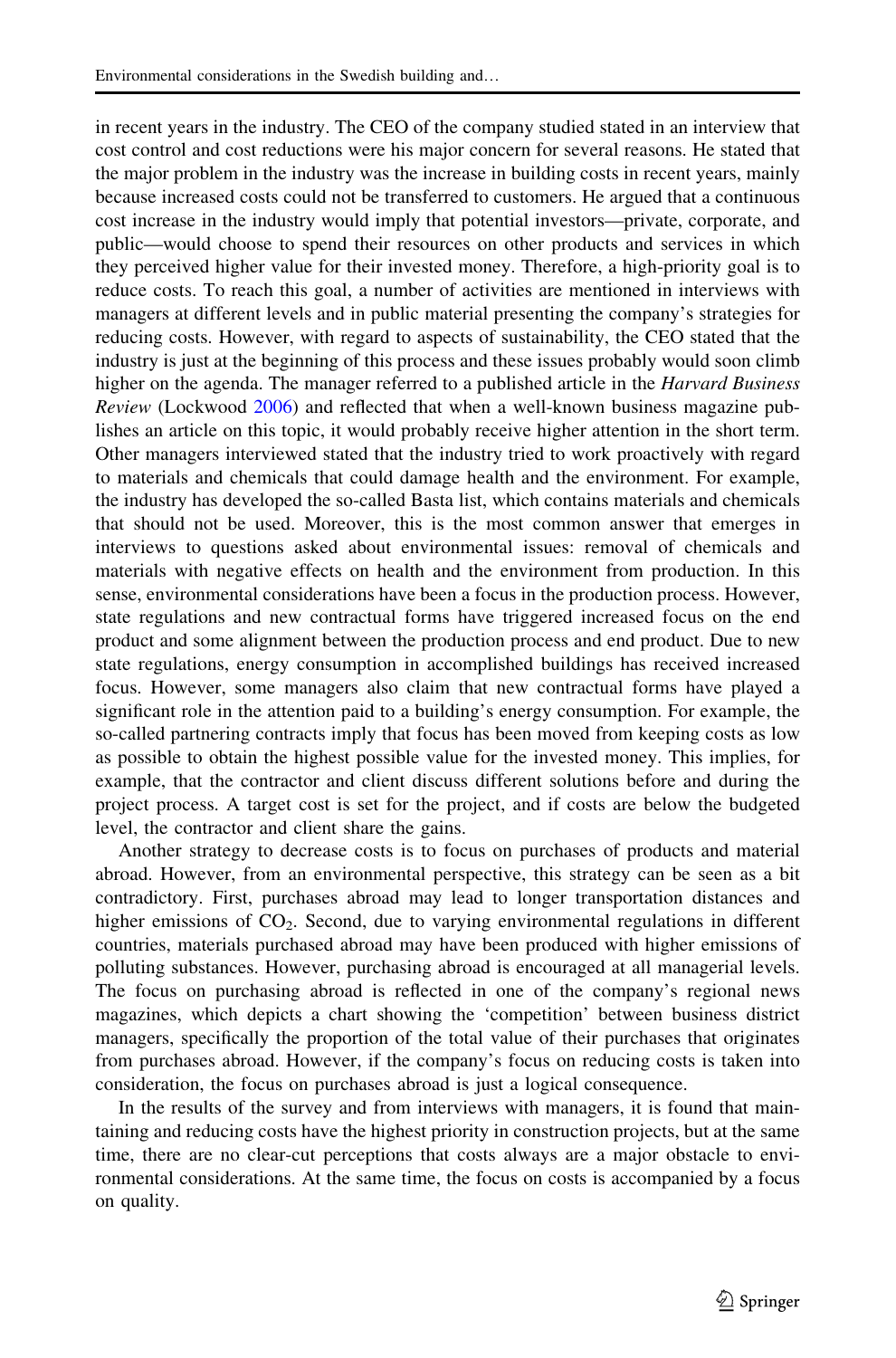in recent years in the industry. The CEO of the company studied stated in an interview that cost control and cost reductions were his major concern for several reasons. He stated that the major problem in the industry was the increase in building costs in recent years, mainly because increased costs could not be transferred to customers. He argued that a continuous cost increase in the industry would imply that potential investors—private, corporate, and public—would choose to spend their resources on other products and services in which they perceived higher value for their invested money. Therefore, a high-priority goal is to reduce costs. To reach this goal, a number of activities are mentioned in interviews with managers at different levels and in public material presenting the company's strategies for reducing costs. However, with regard to aspects of sustainability, the CEO stated that the industry is just at the beginning of this process and these issues probably would soon climb higher on the agenda. The manager referred to a published article in the *Harvard Business Review* (Lockwood 2006) and reflected that when a well-known business magazine publishes an article on this topic, it would probably receive higher attention in the short term. Other managers interviewed stated that the industry tried to work proactively with regard to materials and chemicals that could damage health and the environment. For example, the industry has developed the so-called Basta list, which contains materials and chemicals that should not be used. Moreover, this is the most common answer that emerges in interviews to questions asked about environmental issues: removal of chemicals and materials with negative effects on health and the environment from production. In this sense, environmental considerations have been a focus in the production process. However, state regulations and new contractual forms have triggered increased focus on the end product and some alignment between the production process and end product. Due to new state regulations, energy consumption in accomplished buildings has received increased focus. However, some managers also claim that new contractual forms have played a significant role in the attention paid to a building's energy consumption. For example, the so-called partnering contracts imply that focus has been moved from keeping costs as low as possible to obtain the highest possible value for the invested money. This implies, for example, that the contractor and client discuss different solutions before and during the project process. A target cost is set for the project, and if costs are below the budgeted level, the contractor and client share the gains.

Another strategy to decrease costs is to focus on purchases of products and material abroad. However, from an environmental perspective, this strategy can be seen as a bit contradictory. First, purchases abroad may lead to longer transportation distances and higher emissions of $CO_2$. Second, due to varying environmental regulations in different countries, materials purchased abroad may have been produced with higher emissions of polluting substances. However, purchasing abroad is encouraged at all managerial levels. The focus on purchasing abroad is reflected in one of the company's regional news magazines, which depicts a chart showing the 'competition' between business district managers, specifically the proportion of the total value of their purchases that originates from purchases abroad. However, if the company's focus on reducing costs is taken into consideration, the focus on purchases abroad is just a logical consequence.

In the results of the survey and from interviews with managers, it is found that maintaining and reducing costs have the highest priority in construction projects, but at the same time, there are no clear-cut perceptions that costs always are a major obstacle to environmental considerations. At the same time, the focus on costs is accompanied by a focus on quality.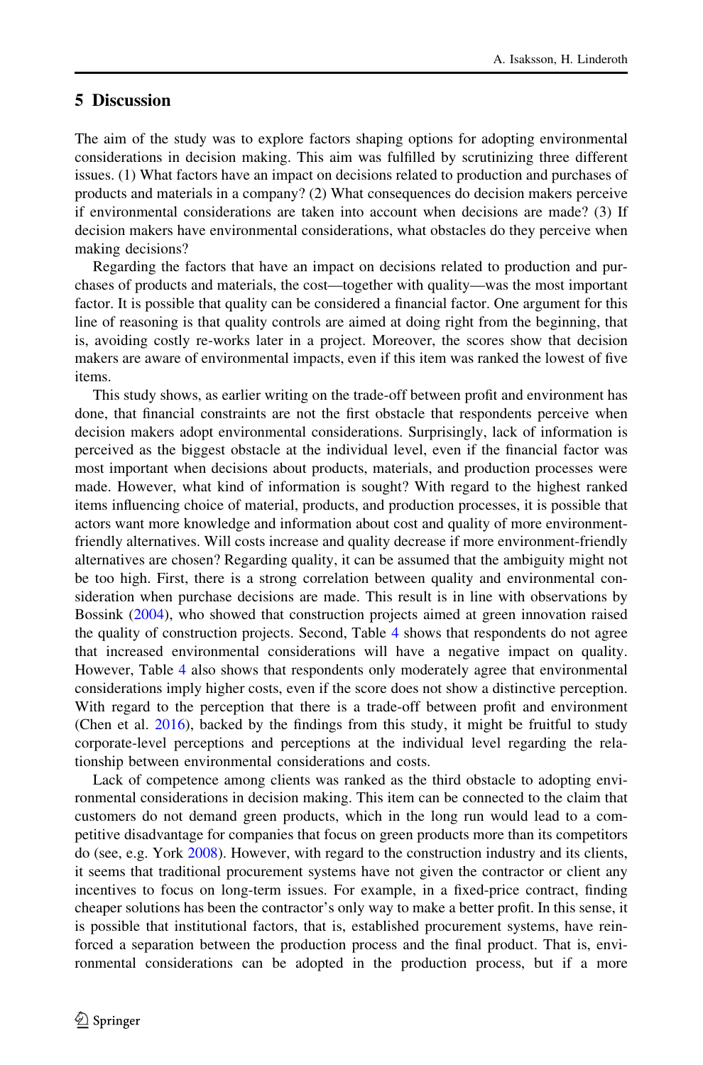## 5 Discussion

The aim of the study was to explore factors shaping options for adopting environmental considerations in decision making. This aim was fulfilled by scrutinizing three different issues. (1) What factors have an impact on decisions related to production and purchases of products and materials in a company? (2) What consequences do decision makers perceive if environmental considerations are taken into account when decisions are made? (3) If decision makers have environmental considerations, what obstacles do they perceive when making decisions?

Regarding the factors that have an impact on decisions related to production and purchases of products and materials, the cost—together with quality—was the most important factor. It is possible that quality can be considered a financial factor. One argument for this line of reasoning is that quality controls are aimed at doing right from the beginning, that is, avoiding costly re-works later in a project. Moreover, the scores show that decision makers are aware of environmental impacts, even if this item was ranked the lowest of five items.

This study shows, as earlier writing on the trade-off between profit and environment has done, that financial constraints are not the first obstacle that respondents perceive when decision makers adopt environmental considerations. Surprisingly, lack of information is perceived as the biggest obstacle at the individual level, even if the financial factor was most important when decisions about products, materials, and production processes were made. However, what kind of information is sought? With regard to the highest ranked items influencing choice of material, products, and production processes, it is possible that actors want more knowledge and information about cost and quality of more environment-friendly alternatives. Will costs increase and quality decrease if more environment-friendly alternatives are chosen? Regarding quality, it can be assumed that the ambiguity might not be too high. First, there is a strong correlation between quality and environmental consideration when purchase decisions are made. This result is in line with observations by Bossink (2004), who showed that construction projects aimed at green innovation raised the quality of construction projects. Second, Table 4 shows that respondents do not agree that increased environmental considerations will have a negative impact on quality. However, Table 4 also shows that respondents only moderately agree that environmental considerations imply higher costs, even if the score does not show a distinctive perception. With regard to the perception that there is a trade-off between profit and environment (Chen et al. 2016), backed by the findings from this study, it might be fruitful to study corporate-level perceptions and perceptions at the individual level regarding the relationship between environmental considerations and costs.

Lack of competence among clients was ranked as the third obstacle to adopting environmental considerations in decision making. This item can be connected to the claim that customers do not demand green products, which in the long run would lead to a competitive disadvantage for companies that focus on green products more than its competitors do (see, e.g. York 2008). However, with regard to the construction industry and its clients, it seems that traditional procurement systems have not given the contractor or client any incentives to focus on long-term issues. For example, in a fixed-price contract, finding cheaper solutions has been the contractor's only way to make a better profit. In this sense, it is possible that institutional factors, that is, established procurement systems, have reinforced a separation between the production process and the final product. That is, environmental considerations can be adopted in the production process, but if a more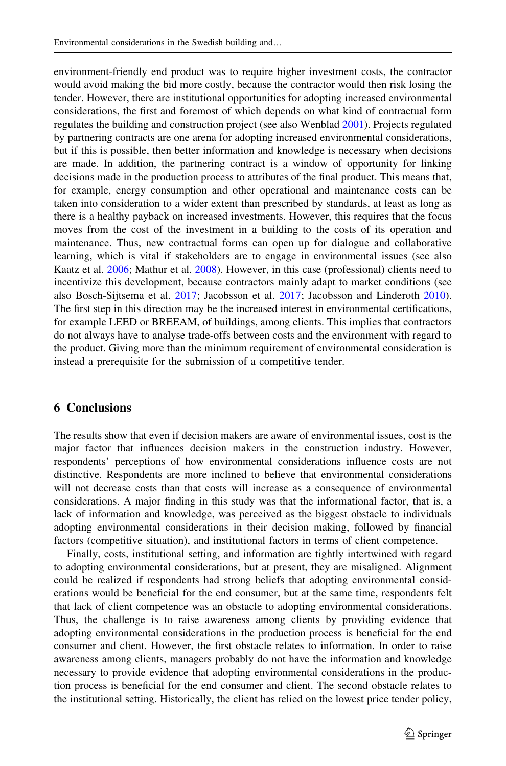environment-friendly end product was to require higher investment costs, the contractor would avoid making the bid more costly, because the contractor would then risk losing the tender. However, there are institutional opportunities for adopting increased environmental considerations, the first and foremost of which depends on what kind of contractual form regulates the building and construction project (see also Wenblad 2001). Projects regulated by partnering contracts are one arena for adopting increased environmental considerations, but if this is possible, then better information and knowledge is necessary when decisions are made. In addition, the partnering contract is a window of opportunity for linking decisions made in the production process to attributes of the final product. This means that, for example, energy consumption and other operational and maintenance costs can be taken into consideration to a wider extent than prescribed by standards, at least as long as there is a healthy payback on increased investments. However, this requires that the focus moves from the cost of the investment in a building to the costs of its operation and maintenance. Thus, new contractual forms can open up for dialogue and collaborative learning, which is vital if stakeholders are to engage in environmental issues (see also Kaatz et al. 2006; Mathur et al. 2008). However, in this case (professional) clients need to incentivize this development, because contractors mainly adapt to market conditions (see also Bosch-Sijtsema et al. 2017; Jacobsson et al. 2017; Jacobsson and Linderoth 2010). The first step in this direction may be the increased interest in environmental certifications, for example LEED or BREEAM, of buildings, among clients. This implies that contractors do not always have to analyse trade-offs between costs and the environment with regard to the product. Giving more than the minimum requirement of environmental consideration is instead a prerequisite for the submission of a competitive tender.

## 6 Conclusions

The results show that even if decision makers are aware of environmental issues, cost is the major factor that influences decision makers in the construction industry. However, respondents' perceptions of how environmental considerations influence costs are not distinctive. Respondents are more inclined to believe that environmental considerations will not decrease costs than that costs will increase as a consequence of environmental considerations. A major finding in this study was that the informational factor, that is, a lack of information and knowledge, was perceived as the biggest obstacle to individuals adopting environmental considerations in their decision making, followed by financial factors (competitive situation), and institutional factors in terms of client competence.

Finally, costs, institutional setting, and information are tightly intertwined with regard to adopting environmental considerations, but at present, they are misaligned. Alignment could be realized if respondents had strong beliefs that adopting environmental considerations would be beneficial for the end consumer, but at the same time, respondents felt that lack of client competence was an obstacle to adopting environmental considerations. Thus, the challenge is to raise awareness among clients by providing evidence that adopting environmental considerations in the production process is beneficial for the end consumer and client. However, the first obstacle relates to information. In order to raise awareness among clients, managers probably do not have the information and knowledge necessary to provide evidence that adopting environmental considerations in the production process is beneficial for the end consumer and client. The second obstacle relates to the institutional setting. Historically, the client has relied on the lowest price tender policy,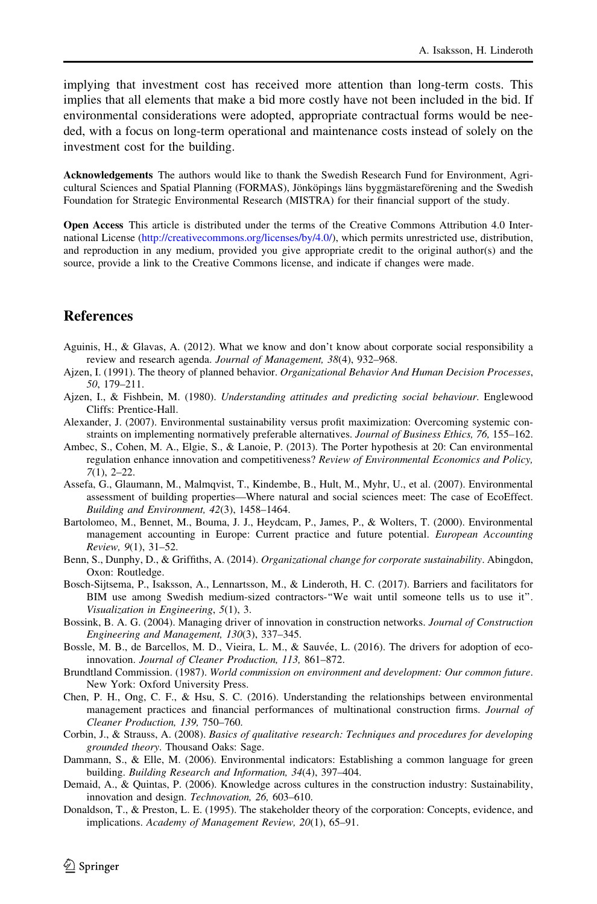implying that investment cost has received more attention than long-term costs. This implies that all elements that make a bid more costly have not been included in the bid. If environmental considerations were adopted, appropriate contractual forms would be needed, with a focus on long-term operational and maintenance costs instead of solely on the investment cost for the building.

**Acknowledgements** The authors would like to thank the Swedish Research Fund for Environment, Agricultural Sciences and Spatial Planning (FORMAS), Jönköpings läns byggmästareförening and the Swedish Foundation for Strategic Environmental Research (MISTRA) for their financial support of the study.

**Open Access** This article is distributed under the terms of the Creative Commons Attribution 4.0 International License (http://creativecommons.org/licenses/by/4.0/), which permits unrestricted use, distribution, and reproduction in any medium, provided you give appropriate credit to the original author(s) and the source, provide a link to the Creative Commons license, and indicate if changes were made.

## References

Aguinis, H., & Glavas, A. (2012). What we know and don't know about corporate social responsibility a review and research agenda. *Journal of Management, 38*(4), 932–968.

Ajzen, I. (1991). The theory of planned behavior. *Organizational Behavior And Human Decision Processes*, *50*, 179–211.

Ajzen, I., & Fishbein, M. (1980). *Understanding attitudes and predicting social behaviour*. Englewood Cliffs: Prentice-Hall.

Alexander, J. (2007). Environmental sustainability versus profit maximization: Overcoming systemic constraints on implementing normatively preferable alternatives. *Journal of Business Ethics, 76,* 155–162.

Ambec, S., Cohen, M. A., Elgie, S., & Lanoie, P. (2013). The Porter hypothesis at 20: Can environmental regulation enhance innovation and competitiveness? *Review of Environmental Economics and Policy, 7*(1), 2–22.

Assefa, G., Glaumann, M., Malmqvist, T., Kindembe, B., Hult, M., Myhr, U., et al. (2007). Environmental assessment of building properties—Where natural and social sciences meet: The case of EcoEffect. *Building and Environment, 42*(3), 1458–1464.

Bartolomeo, M., Bennet, M., Bouma, J. J., Heydcam, P., James, P., & Wolters, T. (2000). Environmental management accounting in Europe: Current practice and future potential. *European Accounting Review, 9*(1), 31–52.

Benn, S., Dunphy, D., & Griffiths, A. (2014). *Organizational change for corporate sustainability*. Abingdon, Oxon: Routledge.

Bosch-Sijtsema, P., Isaksson, A., Lennartsson, M., & Linderoth, H. C. (2017). Barriers and facilitators for BIM use among Swedish medium-sized contractors-"We wait until someone tells us to use it". *Visualization in Engineering*, *5*(1), 3.

Bossink, B. A. G. (2004). Managing driver of innovation in construction networks. *Journal of Construction Engineering and Management, 130*(3), 337–345.

Bossle, M. B., de Barcellos, M. D., Vieira, L. M., & Sauvée, L. (2016). The drivers for adoption of eco-innovation. *Journal of Cleaner Production, 113,* 861–872.

Brundtland Commission. (1987). *World commission on environment and development: Our common future*. New York: Oxford University Press.

Chen, P. H., Ong, C. F., & Hsu, S. C. (2016). Understanding the relationships between environmental management practices and financial performances of multinational construction firms. *Journal of Cleaner Production, 139,* 750–760.

Corbin, J., & Strauss, A. (2008). *Basics of qualitative research: Techniques and procedures for developing grounded theory*. Thousand Oaks: Sage.

Dammann, S., & Elle, M. (2006). Environmental indicators: Establishing a common language for green building. *Building Research and Information, 34*(4), 397–404.

Demaid, A., & Quintas, P. (2006). Knowledge across cultures in the construction industry: Sustainability, innovation and design. *Technovation, 26,* 603–610.

Donaldson, T., & Preston, L. E. (1995). The stakeholder theory of the corporation: Concepts, evidence, and implications. *Academy of Management Review, 20*(1), 65–91.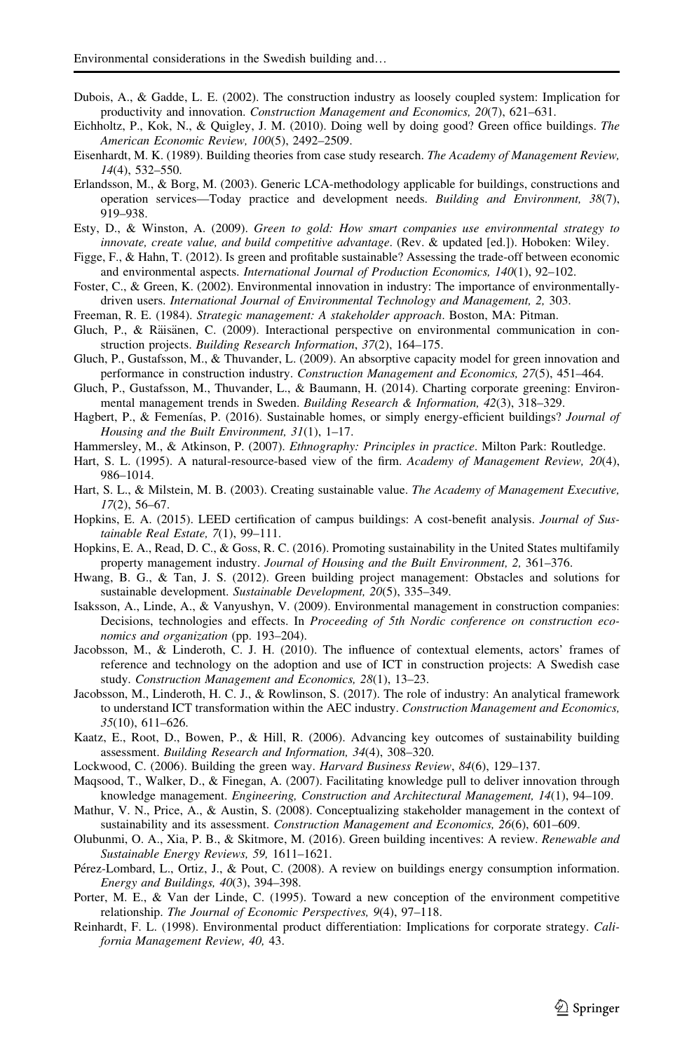Dubois, A., & Gadde, L. E. (2002). The construction industry as loosely coupled system: Implication for productivity and innovation. *Construction Management and Economics, 20*(7), 621–631.

Eichholtz, P., Kok, N., & Quigley, J. M. (2010). Doing well by doing good? Green office buildings. *The American Economic Review, 100*(5), 2492–2509.

Eisenhardt, M. K. (1989). Building theories from case study research. *The Academy of Management Review, 14*(4), 532–550.

Erlandsson, M., & Borg, M. (2003). Generic LCA-methodology applicable for buildings, constructions and operation services—Today practice and development needs. *Building and Environment, 38*(7), 919–938.

Esty, D., & Winston, A. (2009). *Green to gold: How smart companies use environmental strategy to innovate, create value, and build competitive advantage*. (Rev. & updated [ed.]). Hoboken: Wiley.

Figge, F., & Hahn, T. (2012). Is green and profitable sustainable? Assessing the trade-off between economic and environmental aspects. *International Journal of Production Economics, 140*(1), 92–102.

Foster, C., & Green, K. (2002). Environmental innovation in industry: The importance of environmentally-driven users. *International Journal of Environmental Technology and Management, 2,* 303.

Freeman, R. E. (1984). *Strategic management: A stakeholder approach*. Boston, MA: Pitman.

Gluch, P., & Räisänen, C. (2009). Interactional perspective on environmental communication in construction projects. *Building Research Information*, *37*(2), 164–175.

Gluch, P., Gustafsson, M., & Thuvander, L. (2009). An absorptive capacity model for green innovation and performance in construction industry. *Construction Management and Economics, 27*(5), 451–464.

Gluch, P., Gustafsson, M., Thuvander, L., & Baumann, H. (2014). Charting corporate greening: Environmental management trends in Sweden. *Building Research & Information, 42*(3), 318–329.

Hagbert, P., & Femenías, P. (2016). Sustainable homes, or simply energy-efficient buildings? *Journal of Housing and the Built Environment, 31*(1), 1–17.

Hammersley, M., & Atkinson, P. (2007). *Ethnography: Principles in practice*. Milton Park: Routledge.

Hart, S. L. (1995). A natural-resource-based view of the firm. *Academy of Management Review, 20*(4), 986–1014.

Hart, S. L., & Milstein, M. B. (2003). Creating sustainable value. *The Academy of Management Executive, 17*(2), 56–67.

Hopkins, E. A. (2015). LEED certification of campus buildings: A cost-benefit analysis. *Journal of Sustainable Real Estate, 7*(1), 99–111.

Hopkins, E. A., Read, D. C., & Goss, R. C. (2016). Promoting sustainability in the United States multifamily property management industry. *Journal of Housing and the Built Environment, 2,* 361–376.

Hwang, B. G., & Tan, J. S. (2012). Green building project management: Obstacles and solutions for sustainable development. *Sustainable Development, 20*(5), 335–349.

Isaksson, A., Linde, A., & Vanyushyn, V. (2009). Environmental management in construction companies: Decisions, technologies and effects. In *Proceeding of 5th Nordic conference on construction economics and organization* (pp. 193–204).

Jacobsson, M., & Linderoth, C. J. H. (2010). The influence of contextual elements, actors' frames of reference and technology on the adoption and use of ICT in construction projects: A Swedish case study. *Construction Management and Economics, 28*(1), 13–23.

Jacobsson, M., Linderoth, H. C. J., & Rowlinson, S. (2017). The role of industry: An analytical framework to understand ICT transformation within the AEC industry. *Construction Management and Economics, 35*(10), 611–626.

Kaatz, E., Root, D., Bowen, P., & Hill, R. (2006). Advancing key outcomes of sustainability building assessment. *Building Research and Information, 34*(4), 308–320.

Lockwood, C. (2006). Building the green way. *Harvard Business Review*, *84*(6), 129–137.

Maqsood, T., Walker, D., & Finegan, A. (2007). Facilitating knowledge pull to deliver innovation through knowledge management. *Engineering, Construction and Architectural Management, 14*(1), 94–109.

Mathur, V. N., Price, A., & Austin, S. (2008). Conceptualizing stakeholder management in the context of sustainability and its assessment. *Construction Management and Economics, 26*(6), 601–609.

Olubunmi, O. A., Xia, P. B., & Skitmore, M. (2016). Green building incentives: A review. *Renewable and Sustainable Energy Reviews, 59,* 1611–1621.

Pérez-Lombard, L., Ortiz, J., & Pout, C. (2008). A review on buildings energy consumption information. *Energy and Buildings, 40*(3), 394–398.

Porter, M. E., & Van der Linde, C. (1995). Toward a new conception of the environment competitive relationship. *The Journal of Economic Perspectives, 9*(4), 97–118.

Reinhardt, F. L. (1998). Environmental product differentiation: Implications for corporate strategy. *California Management Review, 40,* 43.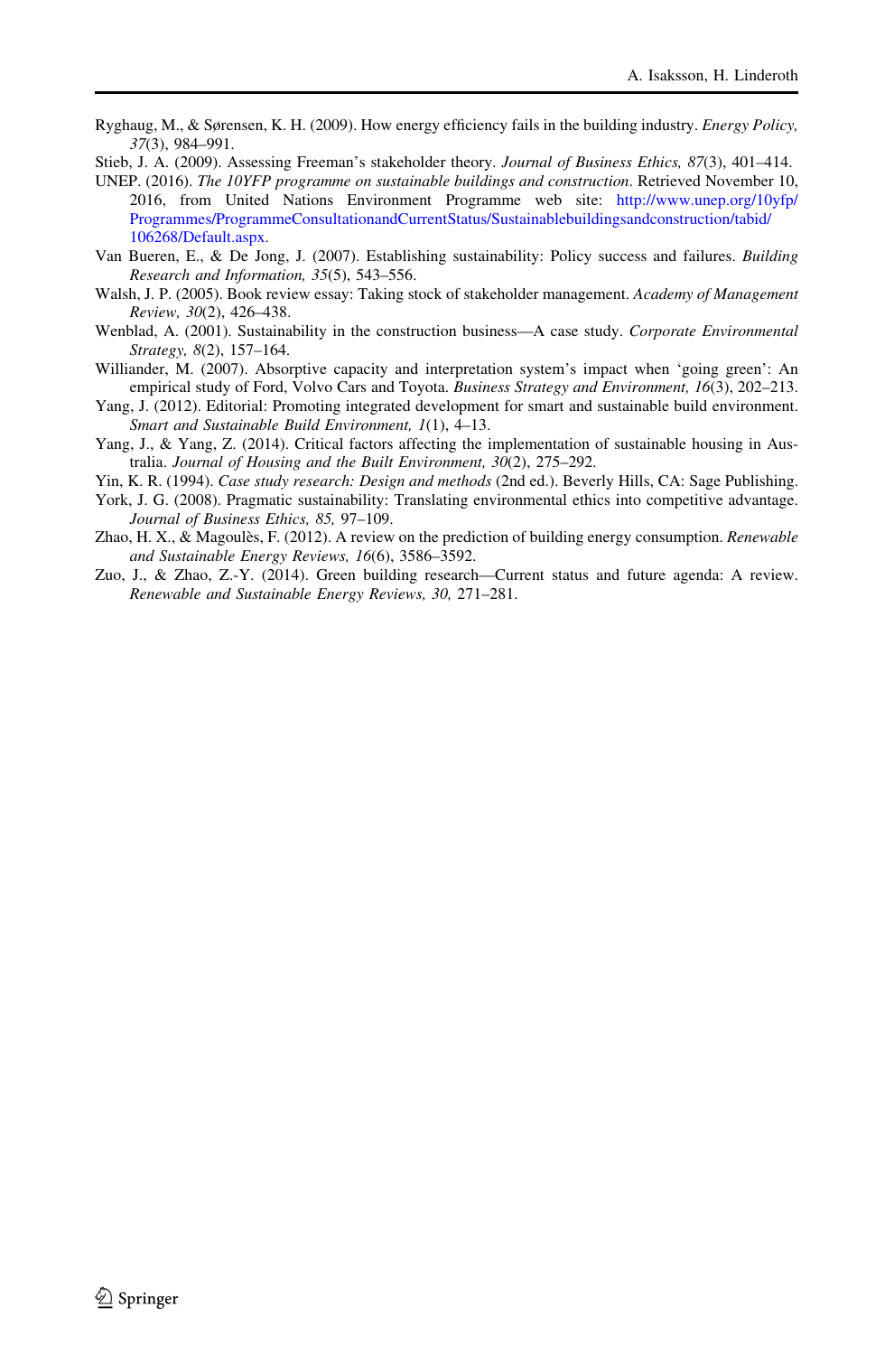Ryghaug, M., & Sørensen, K. H. (2009). How energy efficiency fails in the building industry. *Energy Policy, 37*(3), 984–991.

Stieb, J. A. (2009). Assessing Freeman's stakeholder theory. *Journal of Business Ethics, 87*(3), 401–414.

UNEP. (2016). *The 10YFP programme on sustainable buildings and construction*. Retrieved November 10, 2016, from United Nations Environment Programme web site: http://www.unep.org/10yfp/Programmes/ProgrammeConsultationandCurrentStatus/Sustainablebuildingsandconstruction/tabid/106268/Default.aspx.

Van Bueren, E., & De Jong, J. (2007). Establishing sustainability: Policy success and failures. *Building Research and Information, 35*(5), 543–556.

Walsh, J. P. (2005). Book review essay: Taking stock of stakeholder management. *Academy of Management Review, 30*(2), 426–438.

Wenblad, A. (2001). Sustainability in the construction business—A case study. *Corporate Environmental Strategy, 8*(2), 157–164.

Williander, M. (2007). Absorptive capacity and interpretation system's impact when 'going green': An empirical study of Ford, Volvo Cars and Toyota. *Business Strategy and Environment, 16*(3), 202–213.

Yang, J. (2012). Editorial: Promoting integrated development for smart and sustainable build environment. *Smart and Sustainable Build Environment, 1*(1), 4–13.

Yang, J., & Yang, Z. (2014). Critical factors affecting the implementation of sustainable housing in Australia. *Journal of Housing and the Built Environment, 30*(2), 275–292.

Yin, K. R. (1994). *Case study research: Design and methods* (2nd ed.). Beverly Hills, CA: Sage Publishing.

York, J. G. (2008). Pragmatic sustainability: Translating environmental ethics into competitive advantage. *Journal of Business Ethics, 85,* 97–109.

Zhao, H. X., & Magoulès, F. (2012). A review on the prediction of building energy consumption. *Renewable and Sustainable Energy Reviews, 16*(6), 3586–3592.

Zuo, J., & Zhao, Z.-Y. (2014). Green building research—Current status and future agenda: A review. *Renewable and Sustainable Energy Reviews, 30,* 271–281.